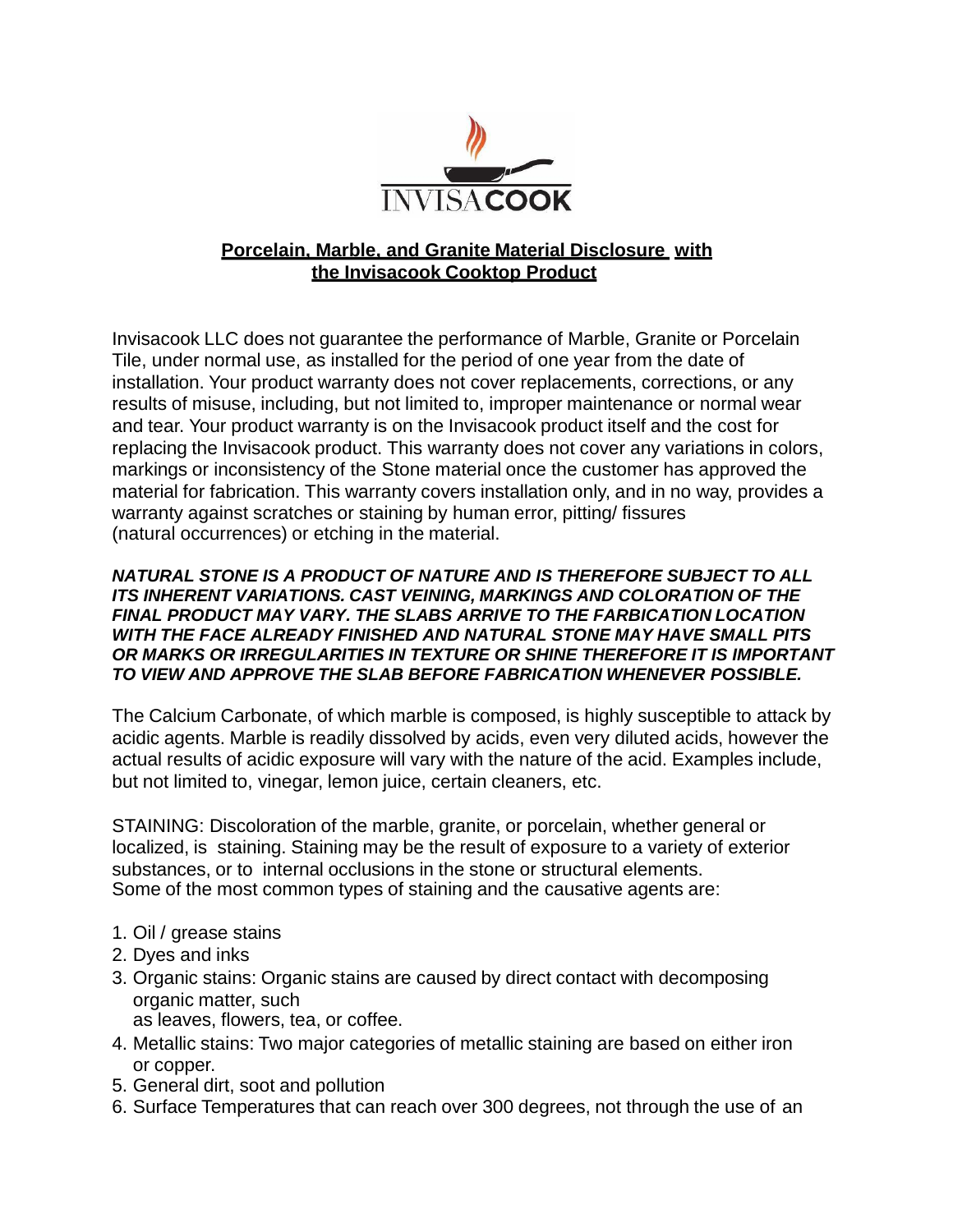INVISACOOK

# Porcelain, Marble, and Granite Material Disclosure with the Invisacook Cooktop Product

Invisacook LLC does not guarantee the performance of Marble, Granite or Porcelain Tile, under normal use, as installed for the period of one year from the date of installation. Your product warranty does not cover replacements, corrections, or any results of misuse, including, but not limited to, improper maintenance or normal wear and tear. Your product warranty is on the Invisacook product itself and the cost for replacing the Invisacook product. This warranty does not cover any variations in colors, markings or inconsistency of the Stone material once the customer has approved the material for fabrication. This warranty covers installation only, and in no way, provides a warranty against scratches or staining by human error, pitting/ fissures (natural occurrences) or etching in the material.

***NATURAL STONE IS A PRODUCT OF NATURE AND IS THEREFORE SUBJECT TO ALL ITS INHERENT VARIATIONS. CAST VEINING, MARKINGS AND COLORATION OF THE FINAL PRODUCT MAY VARY. THE SLABS ARRIVE TO THE FARBICATION LOCATION WITH THE FACE ALREADY FINISHED AND NATURAL STONE MAY HAVE SMALL PITS OR MARKS OR IRREGULARITIES IN TEXTURE OR SHINE THEREFORE IT IS IMPORTANT TO VIEW AND APPROVE THE SLAB BEFORE FABRICATION WHENEVER POSSIBLE.***

The Calcium Carbonate, of which marble is composed, is highly susceptible to attack by acidic agents. Marble is readily dissolved by acids, even very diluted acids, however the actual results of acidic exposure will vary with the nature of the acid. Examples include, but not limited to, vinegar, lemon juice, certain cleaners, etc.

STAINING: Discoloration of the marble, granite, or porcelain, whether general or localized, is staining. Staining may be the result of exposure to a variety of exterior substances, or to internal occlusions in the stone or structural elements. Some of the most common types of staining and the causative agents are:

1. Oil / grease stains
2. Dyes and inks
3. Organic stains: Organic stains are caused by direct contact with decomposing organic matter, such as leaves, flowers, tea, or coffee.
4. Metallic stains: Two major categories of metallic staining are based on either iron or copper.
5. General dirt, soot and pollution
6. Surface Temperatures that can reach over 300 degrees, not through the use of an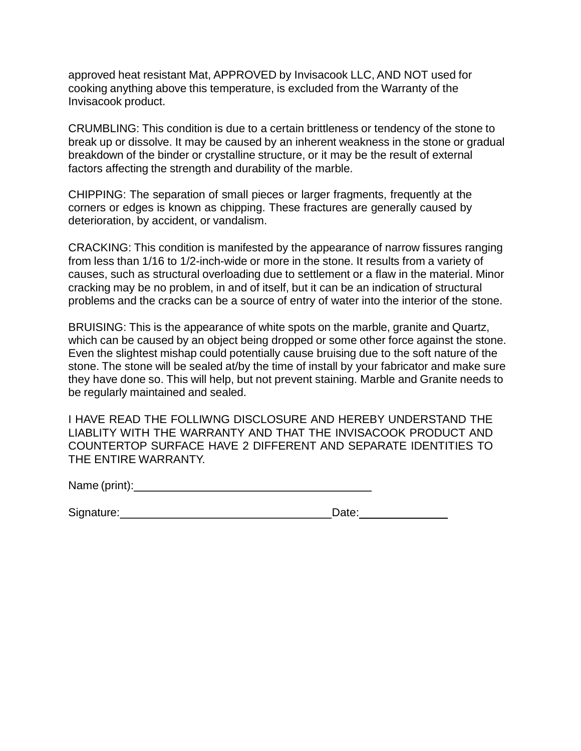approved heat resistant Mat, APPROVED by Invisacook LLC, AND NOT used for cooking anything above this temperature, is excluded from the Warranty of the Invisacook product.

CRUMBLING: This condition is due to a certain brittleness or tendency of the stone to break up or dissolve. It may be caused by an inherent weakness in the stone or gradual breakdown of the binder or crystalline structure, or it may be the result of external factors affecting the strength and durability of the marble.

CHIPPING: The separation of small pieces or larger fragments, frequently at the corners or edges is known as chipping. These fractures are generally caused by deterioration, by accident, or vandalism.

CRACKING: This condition is manifested by the appearance of narrow fissures ranging from less than 1/16 to 1/2-inch-wide or more in the stone. It results from a variety of causes, such as structural overloading due to settlement or a flaw in the material. Minor cracking may be no problem, in and of itself, but it can be an indication of structural problems and the cracks can be a source of entry of water into the interior of the stone.

BRUISING: This is the appearance of white spots on the marble, granite and Quartz, which can be caused by an object being dropped or some other force against the stone. Even the slightest mishap could potentially cause bruising due to the soft nature of the stone. The stone will be sealed at/by the time of install by your fabricator and make sure they have done so. This will help, but not prevent staining. Marble and Granite needs to be regularly maintained and sealed.

I HAVE READ THE FOLLIWNG DISCLOSURE AND HEREBY UNDERSTAND THE LIABLITY WITH THE WARRANTY AND THAT THE INVISACOOK PRODUCT AND COUNTERTOP SURFACE HAVE 2 DIFFERENT AND SEPARATE IDENTITIES TO THE ENTIRE WARRANTY.

Name (print):______________________________________

Signature:_________________________________Date:______________